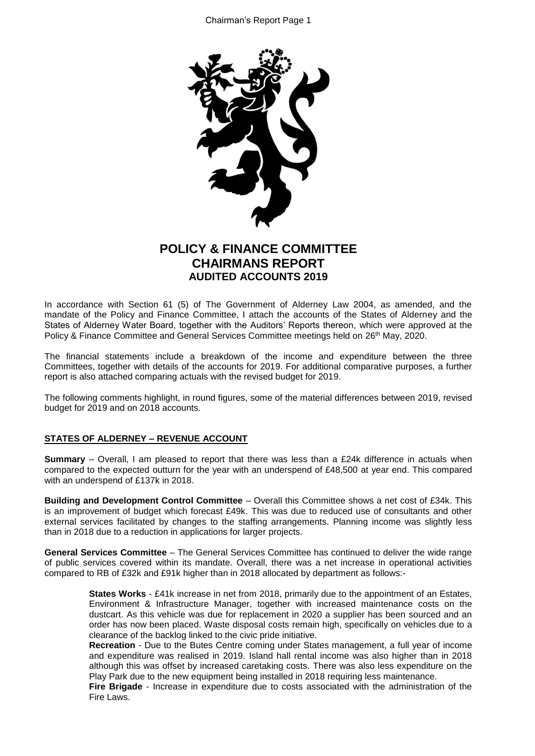# POLICY & FINANCE COMMITTEE
# CHAIRMANS REPORT
## AUDITED ACCOUNTS 2019

In accordance with Section 61 (5) of The Government of Alderney Law 2004, as amended, and the mandate of the Policy and Finance Committee, I attach the accounts of the States of Alderney and the States of Alderney Water Board, together with the Auditors' Reports thereon, which were approved at the Policy & Finance Committee and General Services Committee meetings held on 26th May, 2020.

The financial statements include a breakdown of the income and expenditure between the three Committees, together with details of the accounts for 2019. For additional comparative purposes, a further report is also attached comparing actuals with the revised budget for 2019.

The following comments highlight, in round figures, some of the material differences between 2019, revised budget for 2019 and on 2018 accounts.

### STATES OF ALDERNEY – REVENUE ACCOUNT

**Summary** – Overall, I am pleased to report that there was less than a £24k difference in actuals when compared to the expected outturn for the year with an underspend of £48,500 at year end. This compared with an underspend of £137k in 2018.

**Building and Development Control Committee** – Overall this Committee shows a net cost of £34k. This is an improvement of budget which forecast £49k. This was due to reduced use of consultants and other external services facilitated by changes to the staffing arrangements. Planning income was slightly less than in 2018 due to a reduction in applications for larger projects.

**General Services Committee** – The General Services Committee has continued to deliver the wide range of public services covered within its mandate. Overall, there was a net increase in operational activities compared to RB of £32k and £91k higher than in 2018 allocated by department as follows:-

**States Works** - £41k increase in net from 2018, primarily due to the appointment of an Estates, Environment & Infrastructure Manager, together with increased maintenance costs on the dustcart. As this vehicle was due for replacement in 2020 a supplier has been sourced and an order has now been placed. Waste disposal costs remain high, specifically on vehicles due to a clearance of the backlog linked to the civic pride initiative.

**Recreation** - Due to the Butes Centre coming under States management, a full year of income and expenditure was realised in 2019. Island hall rental income was also higher than in 2018 although this was offset by increased caretaking costs. There was also less expenditure on the Play Park due to the new equipment being installed in 2018 requiring less maintenance.

**Fire Brigade** - Increase in expenditure due to costs associated with the administration of the Fire Laws.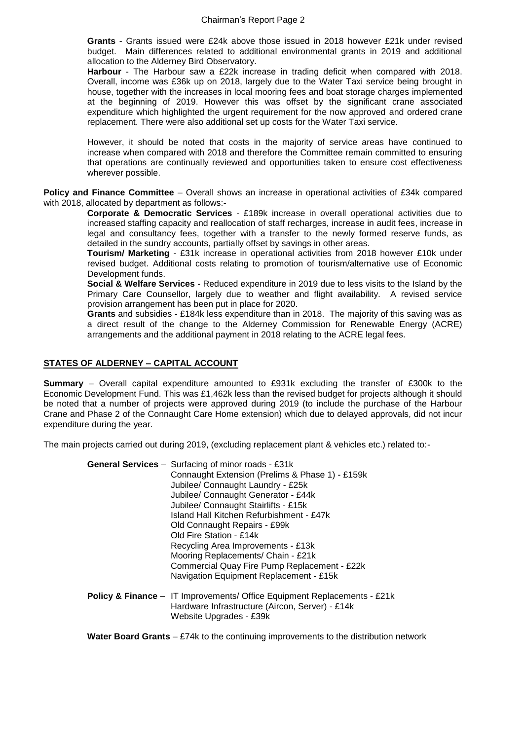**Grants** - Grants issued were £24k above those issued in 2018 however £21k under revised budget. Main differences related to additional environmental grants in 2019 and additional allocation to the Alderney Bird Observatory.

**Harbour** - The Harbour saw a £22k increase in trading deficit when compared with 2018. Overall, income was £36k up on 2018, largely due to the Water Taxi service being brought in house, together with the increases in local mooring fees and boat storage charges implemented at the beginning of 2019. However this was offset by the significant crane associated expenditure which highlighted the urgent requirement for the now approved and ordered crane replacement. There were also additional set up costs for the Water Taxi service.

However, it should be noted that costs in the majority of service areas have continued to increase when compared with 2018 and therefore the Committee remain committed to ensuring that operations are continually reviewed and opportunities taken to ensure cost effectiveness wherever possible.

**Policy and Finance Committee** – Overall shows an increase in operational activities of £34k compared with 2018, allocated by department as follows:-

**Corporate & Democratic Services** - £189k increase in overall operational activities due to increased staffing capacity and reallocation of staff recharges, increase in audit fees, increase in legal and consultancy fees, together with a transfer to the newly formed reserve funds, as detailed in the sundry accounts, partially offset by savings in other areas.

**Tourism/ Marketing** - £31k increase in operational activities from 2018 however £10k under revised budget. Additional costs relating to promotion of tourism/alternative use of Economic Development funds.

**Social & Welfare Services** - Reduced expenditure in 2019 due to less visits to the Island by the Primary Care Counsellor, largely due to weather and flight availability. A revised service provision arrangement has been put in place for 2020.

**Grants** and subsidies - £184k less expenditure than in 2018. The majority of this saving was as a direct result of the change to the Alderney Commission for Renewable Energy (ACRE) arrangements and the additional payment in 2018 relating to the ACRE legal fees.

## STATES OF ALDERNEY – CAPITAL ACCOUNT

**Summary** – Overall capital expenditure amounted to £931k excluding the transfer of £300k to the Economic Development Fund. This was £1,462k less than the revised budget for projects although it should be noted that a number of projects were approved during 2019 (to include the purchase of the Harbour Crane and Phase 2 of the Connaught Care Home extension) which due to delayed approvals, did not incur expenditure during the year.

The main projects carried out during 2019, (excluding replacement plant & vehicles etc.) related to:-

**General Services** –
- Surfacing of minor roads - £31k
- Connaught Extension (Prelims & Phase 1) - £159k
- Jubilee/ Connaught Laundry - £25k
- Jubilee/ Connaught Generator - £44k
- Jubilee/ Connaught Stairlifts - £15k
- Island Hall Kitchen Refurbishment - £47k
- Old Connaught Repairs - £99k
- Old Fire Station - £14k
- Recycling Area Improvements - £13k
- Mooring Replacements/ Chain - £21k
- Commercial Quay Fire Pump Replacement - £22k
- Navigation Equipment Replacement - £15k

**Policy & Finance** –
- IT Improvements/ Office Equipment Replacements - £21k
- Hardware Infrastructure (Aircon, Server) - £14k
- Website Upgrades - £39k

**Water Board Grants** – £74k to the continuing improvements to the distribution network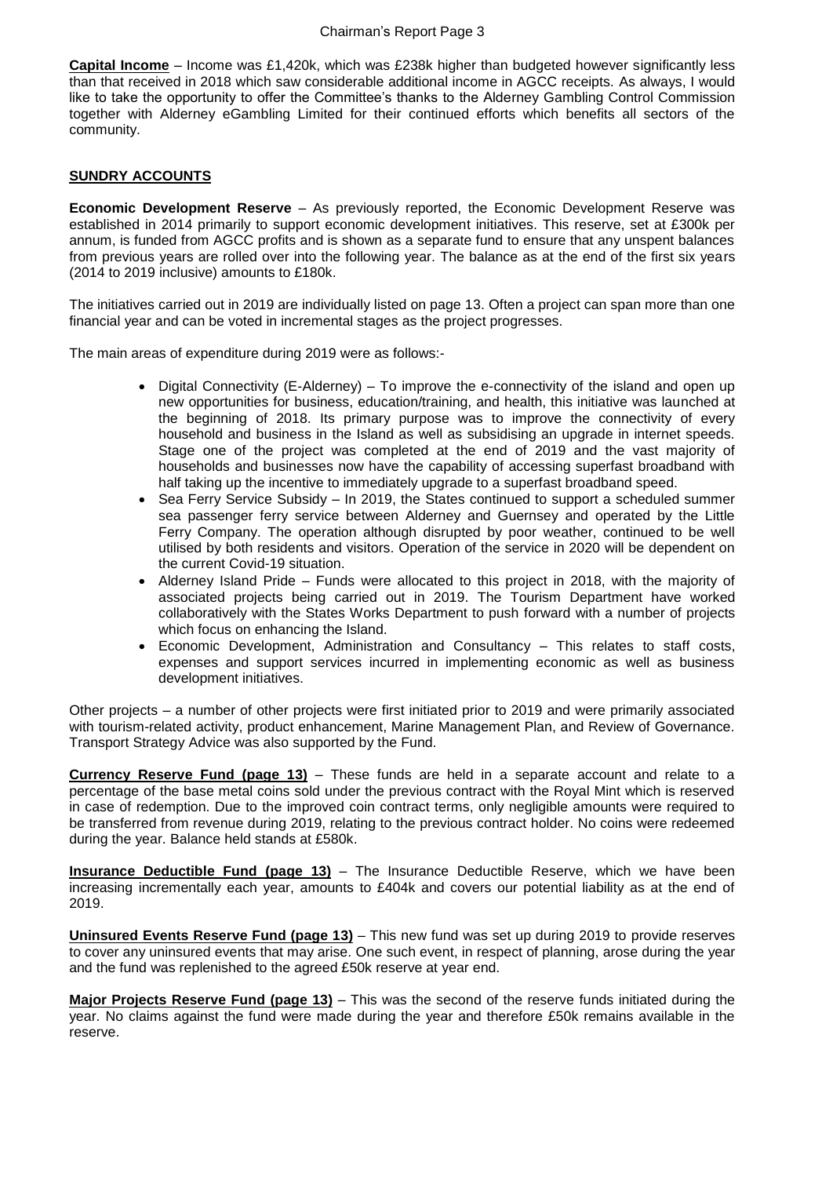**Capital Income** – Income was £1,420k, which was £238k higher than budgeted however significantly less than that received in 2018 which saw considerable additional income in AGCC receipts. As always, I would like to take the opportunity to offer the Committee's thanks to the Alderney Gambling Control Commission together with Alderney eGambling Limited for their continued efforts which benefits all sectors of the community.

## SUNDRY ACCOUNTS

**Economic Development Reserve** – As previously reported, the Economic Development Reserve was established in 2014 primarily to support economic development initiatives. This reserve, set at £300k per annum, is funded from AGCC profits and is shown as a separate fund to ensure that any unspent balances from previous years are rolled over into the following year. The balance as at the end of the first six years (2014 to 2019 inclusive) amounts to £180k.

The initiatives carried out in 2019 are individually listed on page 13. Often a project can span more than one financial year and can be voted in incremental stages as the project progresses.

The main areas of expenditure during 2019 were as follows:-

- Digital Connectivity (E-Alderney) – To improve the e-connectivity of the island and open up new opportunities for business, education/training, and health, this initiative was launched at the beginning of 2018. Its primary purpose was to improve the connectivity of every household and business in the Island as well as subsidising an upgrade in internet speeds. Stage one of the project was completed at the end of 2019 and the vast majority of households and businesses now have the capability of accessing superfast broadband with half taking up the incentive to immediately upgrade to a superfast broadband speed.
- Sea Ferry Service Subsidy – In 2019, the States continued to support a scheduled summer sea passenger ferry service between Alderney and Guernsey and operated by the Little Ferry Company. The operation although disrupted by poor weather, continued to be well utilised by both residents and visitors. Operation of the service in 2020 will be dependent on the current Covid-19 situation.
- Alderney Island Pride – Funds were allocated to this project in 2018, with the majority of associated projects being carried out in 2019. The Tourism Department have worked collaboratively with the States Works Department to push forward with a number of projects which focus on enhancing the Island.
- Economic Development, Administration and Consultancy – This relates to staff costs, expenses and support services incurred in implementing economic as well as business development initiatives.

Other projects – a number of other projects were first initiated prior to 2019 and were primarily associated with tourism-related activity, product enhancement, Marine Management Plan, and Review of Governance. Transport Strategy Advice was also supported by the Fund.

**Currency Reserve Fund (page 13)** – These funds are held in a separate account and relate to a percentage of the base metal coins sold under the previous contract with the Royal Mint which is reserved in case of redemption. Due to the improved coin contract terms, only negligible amounts were required to be transferred from revenue during 2019, relating to the previous contract holder. No coins were redeemed during the year. Balance held stands at £580k.

**Insurance Deductible Fund (page 13)** – The Insurance Deductible Reserve, which we have been increasing incrementally each year, amounts to £404k and covers our potential liability as at the end of 2019.

**Uninsured Events Reserve Fund (page 13)** – This new fund was set up during 2019 to provide reserves to cover any uninsured events that may arise. One such event, in respect of planning, arose during the year and the fund was replenished to the agreed £50k reserve at year end.

**Major Projects Reserve Fund (page 13)** – This was the second of the reserve funds initiated during the year. No claims against the fund were made during the year and therefore £50k remains available in the reserve.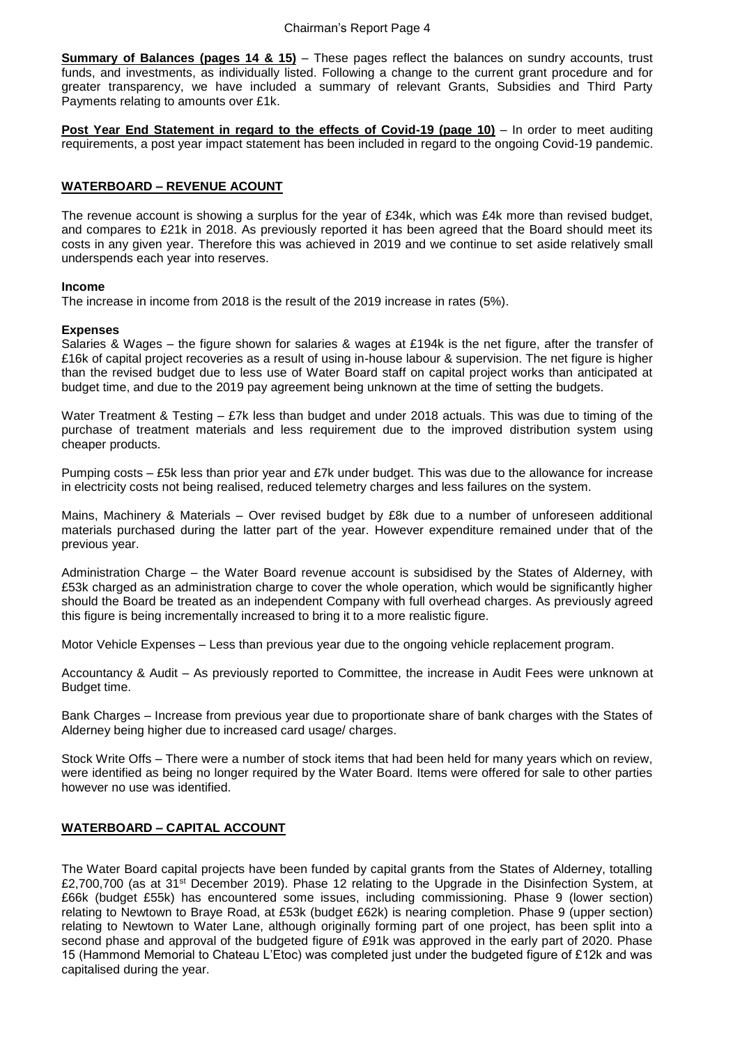**Summary of Balances (pages 14 & 15)** – These pages reflect the balances on sundry accounts, trust funds, and investments, as individually listed. Following a change to the current grant procedure and for greater transparency, we have included a summary of relevant Grants, Subsidies and Third Party Payments relating to amounts over £1k.

**Post Year End Statement in regard to the effects of Covid-19 (page 10)** – In order to meet auditing requirements, a post year impact statement has been included in regard to the ongoing Covid-19 pandemic.

## WATERBOARD – REVENUE ACOUNT

The revenue account is showing a surplus for the year of £34k, which was £4k more than revised budget, and compares to £21k in 2018. As previously reported it has been agreed that the Board should meet its costs in any given year. Therefore this was achieved in 2019 and we continue to set aside relatively small underspends each year into reserves.

### Income

The increase in income from 2018 is the result of the 2019 increase in rates (5%).

### Expenses

Salaries & Wages – the figure shown for salaries & wages at £194k is the net figure, after the transfer of £16k of capital project recoveries as a result of using in-house labour & supervision. The net figure is higher than the revised budget due to less use of Water Board staff on capital project works than anticipated at budget time, and due to the 2019 pay agreement being unknown at the time of setting the budgets.

Water Treatment & Testing – £7k less than budget and under 2018 actuals. This was due to timing of the purchase of treatment materials and less requirement due to the improved distribution system using cheaper products.

Pumping costs – £5k less than prior year and £7k under budget. This was due to the allowance for increase in electricity costs not being realised, reduced telemetry charges and less failures on the system.

Mains, Machinery & Materials – Over revised budget by £8k due to a number of unforeseen additional materials purchased during the latter part of the year. However expenditure remained under that of the previous year.

Administration Charge – the Water Board revenue account is subsidised by the States of Alderney, with £53k charged as an administration charge to cover the whole operation, which would be significantly higher should the Board be treated as an independent Company with full overhead charges. As previously agreed this figure is being incrementally increased to bring it to a more realistic figure.

Motor Vehicle Expenses – Less than previous year due to the ongoing vehicle replacement program.

Accountancy & Audit – As previously reported to Committee, the increase in Audit Fees were unknown at Budget time.

Bank Charges – Increase from previous year due to proportionate share of bank charges with the States of Alderney being higher due to increased card usage/ charges.

Stock Write Offs – There were a number of stock items that had been held for many years which on review, were identified as being no longer required by the Water Board. Items were offered for sale to other parties however no use was identified.

## WATERBOARD – CAPITAL ACCOUNT

The Water Board capital projects have been funded by capital grants from the States of Alderney, totalling £2,700,700 (as at 31st December 2019). Phase 12 relating to the Upgrade in the Disinfection System, at £66k (budget £55k) has encountered some issues, including commissioning. Phase 9 (lower section) relating to Newtown to Braye Road, at £53k (budget £62k) is nearing completion. Phase 9 (upper section) relating to Newtown to Water Lane, although originally forming part of one project, has been split into a second phase and approval of the budgeted figure of £91k was approved in the early part of 2020. Phase 15 (Hammond Memorial to Chateau L'Etoc) was completed just under the budgeted figure of £12k and was capitalised during the year.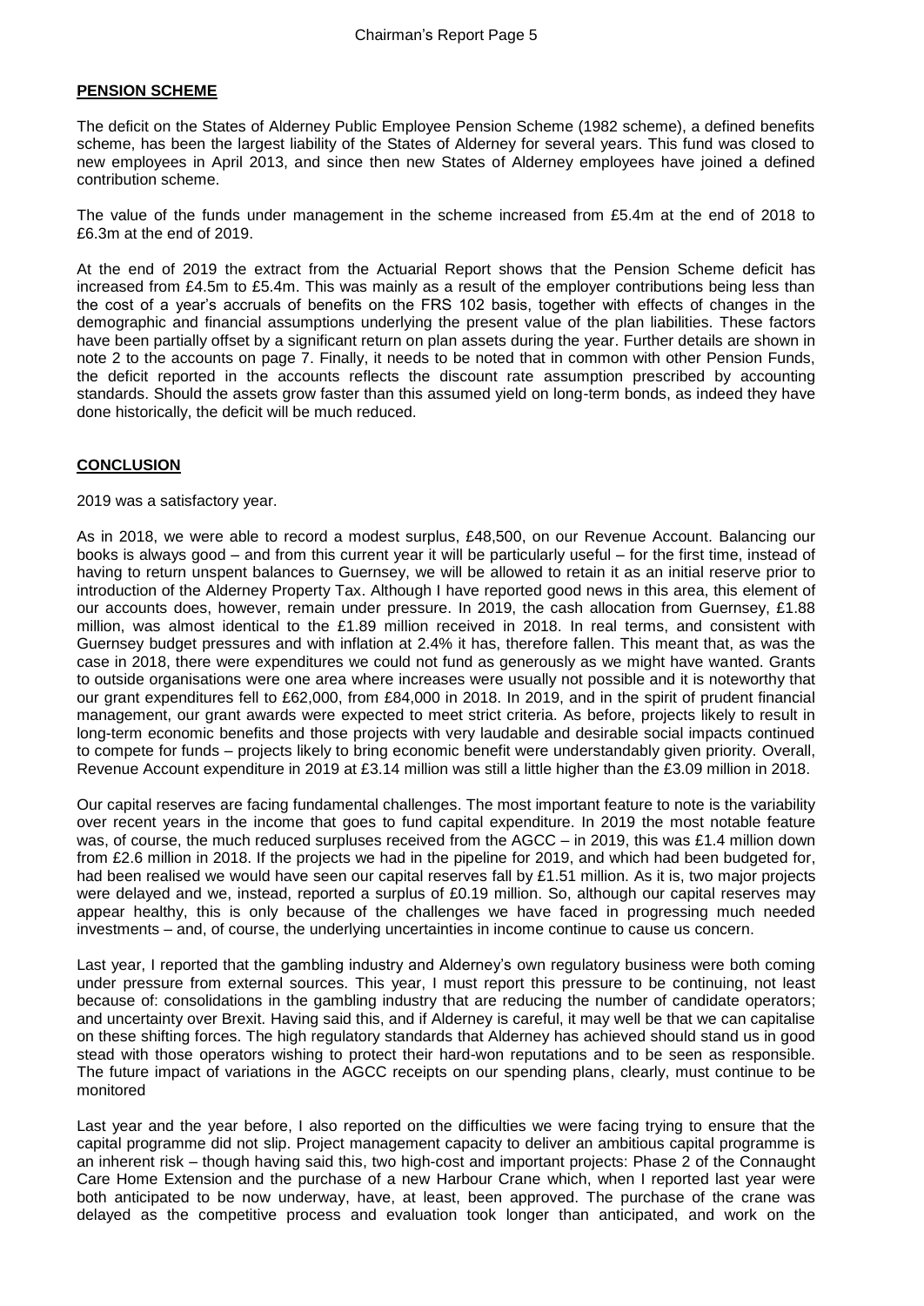## PENSION SCHEME

The deficit on the States of Alderney Public Employee Pension Scheme (1982 scheme), a defined benefits scheme, has been the largest liability of the States of Alderney for several years. This fund was closed to new employees in April 2013, and since then new States of Alderney employees have joined a defined contribution scheme.

The value of the funds under management in the scheme increased from £5.4m at the end of 2018 to £6.3m at the end of 2019.

At the end of 2019 the extract from the Actuarial Report shows that the Pension Scheme deficit has increased from £4.5m to £5.4m. This was mainly as a result of the employer contributions being less than the cost of a year's accruals of benefits on the FRS 102 basis, together with effects of changes in the demographic and financial assumptions underlying the present value of the plan liabilities. These factors have been partially offset by a significant return on plan assets during the year. Further details are shown in note 2 to the accounts on page 7. Finally, it needs to be noted that in common with other Pension Funds, the deficit reported in the accounts reflects the discount rate assumption prescribed by accounting standards. Should the assets grow faster than this assumed yield on long-term bonds, as indeed they have done historically, the deficit will be much reduced.

## CONCLUSION

2019 was a satisfactory year.

As in 2018, we were able to record a modest surplus, £48,500, on our Revenue Account. Balancing our books is always good – and from this current year it will be particularly useful – for the first time, instead of having to return unspent balances to Guernsey, we will be allowed to retain it as an initial reserve prior to introduction of the Alderney Property Tax. Although I have reported good news in this area, this element of our accounts does, however, remain under pressure. In 2019, the cash allocation from Guernsey, £1.88 million, was almost identical to the £1.89 million received in 2018. In real terms, and consistent with Guernsey budget pressures and with inflation at 2.4% it has, therefore fallen. This meant that, as was the case in 2018, there were expenditures we could not fund as generously as we might have wanted. Grants to outside organisations were one area where increases were usually not possible and it is noteworthy that our grant expenditures fell to £62,000, from £84,000 in 2018. In 2019, and in the spirit of prudent financial management, our grant awards were expected to meet strict criteria. As before, projects likely to result in long-term economic benefits and those projects with very laudable and desirable social impacts continued to compete for funds – projects likely to bring economic benefit were understandably given priority. Overall, Revenue Account expenditure in 2019 at £3.14 million was still a little higher than the £3.09 million in 2018.

Our capital reserves are facing fundamental challenges. The most important feature to note is the variability over recent years in the income that goes to fund capital expenditure. In 2019 the most notable feature was, of course, the much reduced surpluses received from the AGCC – in 2019, this was £1.4 million down from £2.6 million in 2018. If the projects we had in the pipeline for 2019, and which had been budgeted for, had been realised we would have seen our capital reserves fall by £1.51 million. As it is, two major projects were delayed and we, instead, reported a surplus of £0.19 million. So, although our capital reserves may appear healthy, this is only because of the challenges we have faced in progressing much needed investments – and, of course, the underlying uncertainties in income continue to cause us concern.

Last year, I reported that the gambling industry and Alderney's own regulatory business were both coming under pressure from external sources. This year, I must report this pressure to be continuing, not least because of: consolidations in the gambling industry that are reducing the number of candidate operators; and uncertainty over Brexit. Having said this, and if Alderney is careful, it may well be that we can capitalise on these shifting forces. The high regulatory standards that Alderney has achieved should stand us in good stead with those operators wishing to protect their hard-won reputations and to be seen as responsible. The future impact of variations in the AGCC receipts on our spending plans, clearly, must continue to be monitored

Last year and the year before, I also reported on the difficulties we were facing trying to ensure that the capital programme did not slip. Project management capacity to deliver an ambitious capital programme is an inherent risk – though having said this, two high-cost and important projects: Phase 2 of the Connaught Care Home Extension and the purchase of a new Harbour Crane which, when I reported last year were both anticipated to be now underway, have, at least, been approved. The purchase of the crane was delayed as the competitive process and evaluation took longer than anticipated, and work on the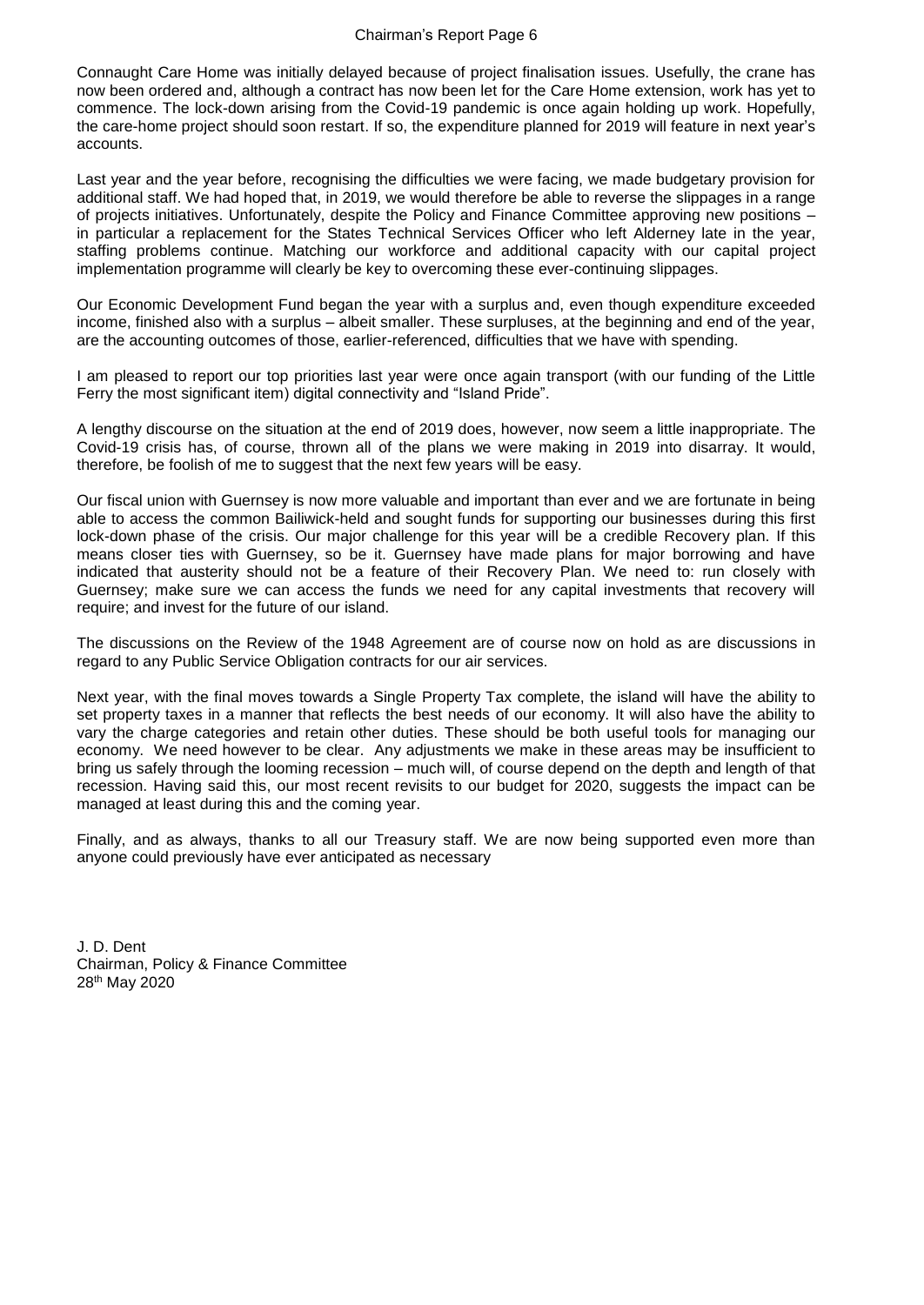Connaught Care Home was initially delayed because of project finalisation issues. Usefully, the crane has now been ordered and, although a contract has now been let for the Care Home extension, work has yet to commence. The lock-down arising from the Covid-19 pandemic is once again holding up work. Hopefully, the care-home project should soon restart. If so, the expenditure planned for 2019 will feature in next year's accounts.

Last year and the year before, recognising the difficulties we were facing, we made budgetary provision for additional staff. We had hoped that, in 2019, we would therefore be able to reverse the slippages in a range of projects initiatives. Unfortunately, despite the Policy and Finance Committee approving new positions – in particular a replacement for the States Technical Services Officer who left Alderney late in the year, staffing problems continue. Matching our workforce and additional capacity with our capital project implementation programme will clearly be key to overcoming these ever-continuing slippages.

Our Economic Development Fund began the year with a surplus and, even though expenditure exceeded income, finished also with a surplus – albeit smaller. These surpluses, at the beginning and end of the year, are the accounting outcomes of those, earlier-referenced, difficulties that we have with spending.

I am pleased to report our top priorities last year were once again transport (with our funding of the Little Ferry the most significant item) digital connectivity and "Island Pride".

A lengthy discourse on the situation at the end of 2019 does, however, now seem a little inappropriate. The Covid-19 crisis has, of course, thrown all of the plans we were making in 2019 into disarray. It would, therefore, be foolish of me to suggest that the next few years will be easy.

Our fiscal union with Guernsey is now more valuable and important than ever and we are fortunate in being able to access the common Bailiwick-held and sought funds for supporting our businesses during this first lock-down phase of the crisis. Our major challenge for this year will be a credible Recovery plan. If this means closer ties with Guernsey, so be it. Guernsey have made plans for major borrowing and have indicated that austerity should not be a feature of their Recovery Plan. We need to: run closely with Guernsey; make sure we can access the funds we need for any capital investments that recovery will require; and invest for the future of our island.

The discussions on the Review of the 1948 Agreement are of course now on hold as are discussions in regard to any Public Service Obligation contracts for our air services.

Next year, with the final moves towards a Single Property Tax complete, the island will have the ability to set property taxes in a manner that reflects the best needs of our economy. It will also have the ability to vary the charge categories and retain other duties. These should be both useful tools for managing our economy. We need however to be clear. Any adjustments we make in these areas may be insufficient to bring us safely through the looming recession – much will, of course depend on the depth and length of that recession. Having said this, our most recent revisits to our budget for 2020, suggests the impact can be managed at least during this and the coming year.

Finally, and as always, thanks to all our Treasury staff. We are now being supported even more than anyone could previously have ever anticipated as necessary

J. D. Dent  
Chairman, Policy & Finance Committee  
28th May 2020